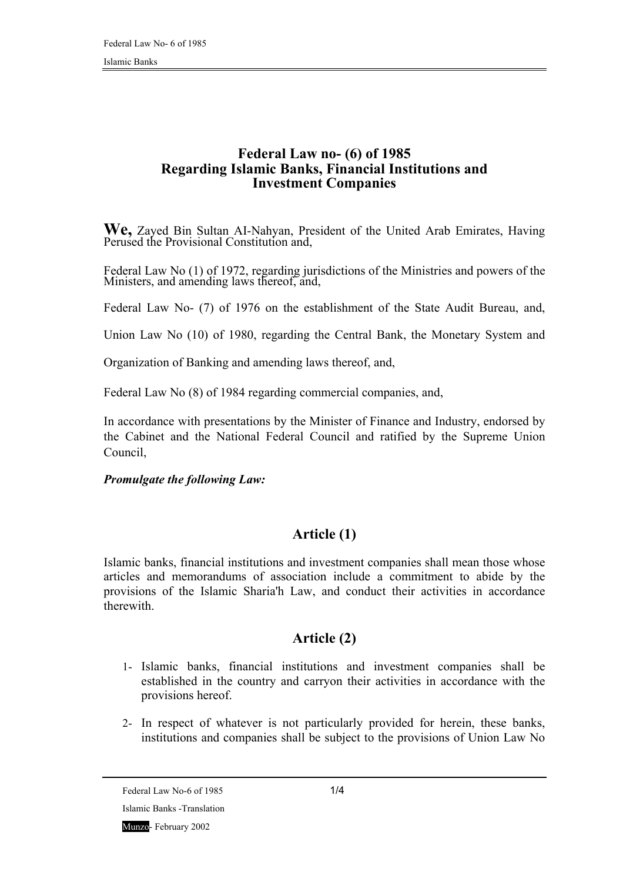# Federal Law no- (6) of 1985
# Regarding Islamic Banks, Financial Institutions and Investment Companies

**We,** Zayed Bin Sultan AI-Nahyan, President of the United Arab Emirates, Having Perused the Provisional Constitution and,

Federal Law No (1) of 1972, regarding jurisdictions of the Ministries and powers of the Ministers, and amending laws thereof, and,

Federal Law No- (7) of 1976 on the establishment of the State Audit Bureau, and,

Union Law No (10) of 1980, regarding the Central Bank, the Monetary System and Organization of Banking and amending laws thereof, and,

Federal Law No (8) of 1984 regarding commercial companies, and,

In accordance with presentations by the Minister of Finance and Industry, endorsed by the Cabinet and the National Federal Council and ratified by the Supreme Union Council,

***Promulgate the following Law:***

## Article (1)

Islamic banks, financial institutions and investment companies shall mean those whose articles and memorandums of association include a commitment to abide by the provisions of the Islamic Sharia'h Law, and conduct their activities in accordance therewith.

## Article (2)

1- Islamic banks, financial institutions and investment companies shall be established in the country and carryon their activities in accordance with the provisions hereof.

2- In respect of whatever is not particularly provided for herein, these banks, institutions and companies shall be subject to the provisions of Union Law No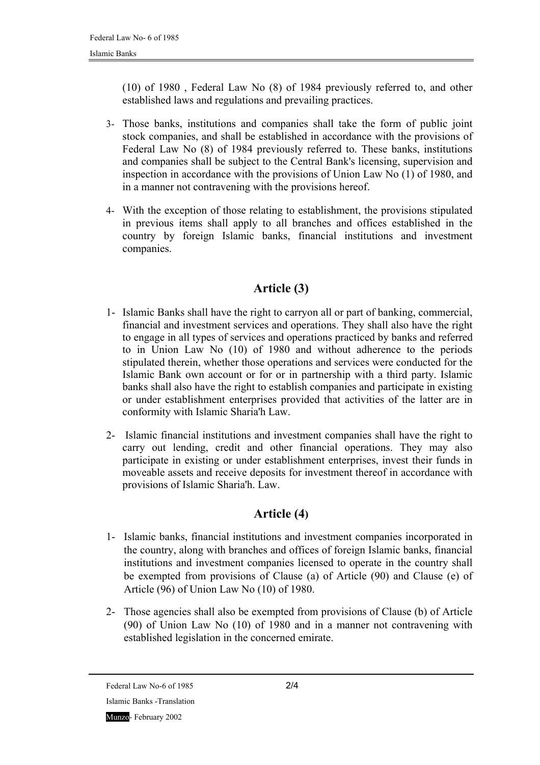(10) of 1980 , Federal Law No (8) of 1984 previously referred to, and other established laws and regulations and prevailing practices.

3- Those banks, institutions and companies shall take the form of public joint stock companies, and shall be established in accordance with the provisions of Federal Law No (8) of 1984 previously referred to. These banks, institutions and companies shall be subject to the Central Bank's licensing, supervision and inspection in accordance with the provisions of Union Law No (1) of 1980, and in a manner not contravening with the provisions hereof.

4- With the exception of those relating to establishment, the provisions stipulated in previous items shall apply to all branches and offices established in the country by foreign Islamic banks, financial institutions and investment companies.

## Article (3)

1- Islamic Banks shall have the right to carryon all or part of banking, commercial, financial and investment services and operations. They shall also have the right to engage in all types of services and operations practiced by banks and referred to in Union Law No (10) of 1980 and without adherence to the periods stipulated therein, whether those operations and services were conducted for the Islamic Bank own account or for or in partnership with a third party. Islamic banks shall also have the right to establish companies and participate in existing or under establishment enterprises provided that activities of the latter are in conformity with Islamic Sharia'h Law.

2- Islamic financial institutions and investment companies shall have the right to carry out lending, credit and other financial operations. They may also participate in existing or under establishment enterprises, invest their funds in moveable assets and receive deposits for investment thereof in accordance with provisions of Islamic Sharia'h. Law.

## Article (4)

1- Islamic banks, financial institutions and investment companies incorporated in the country, along with branches and offices of foreign Islamic banks, financial institutions and investment companies licensed to operate in the country shall be exempted from provisions of Clause (a) of Article (90) and Clause (e) of Article (96) of Union Law No (10) of 1980.

2- Those agencies shall also be exempted from provisions of Clause (b) of Article (90) of Union Law No (10) of 1980 and in a manner not contravening with established legislation in the concerned emirate.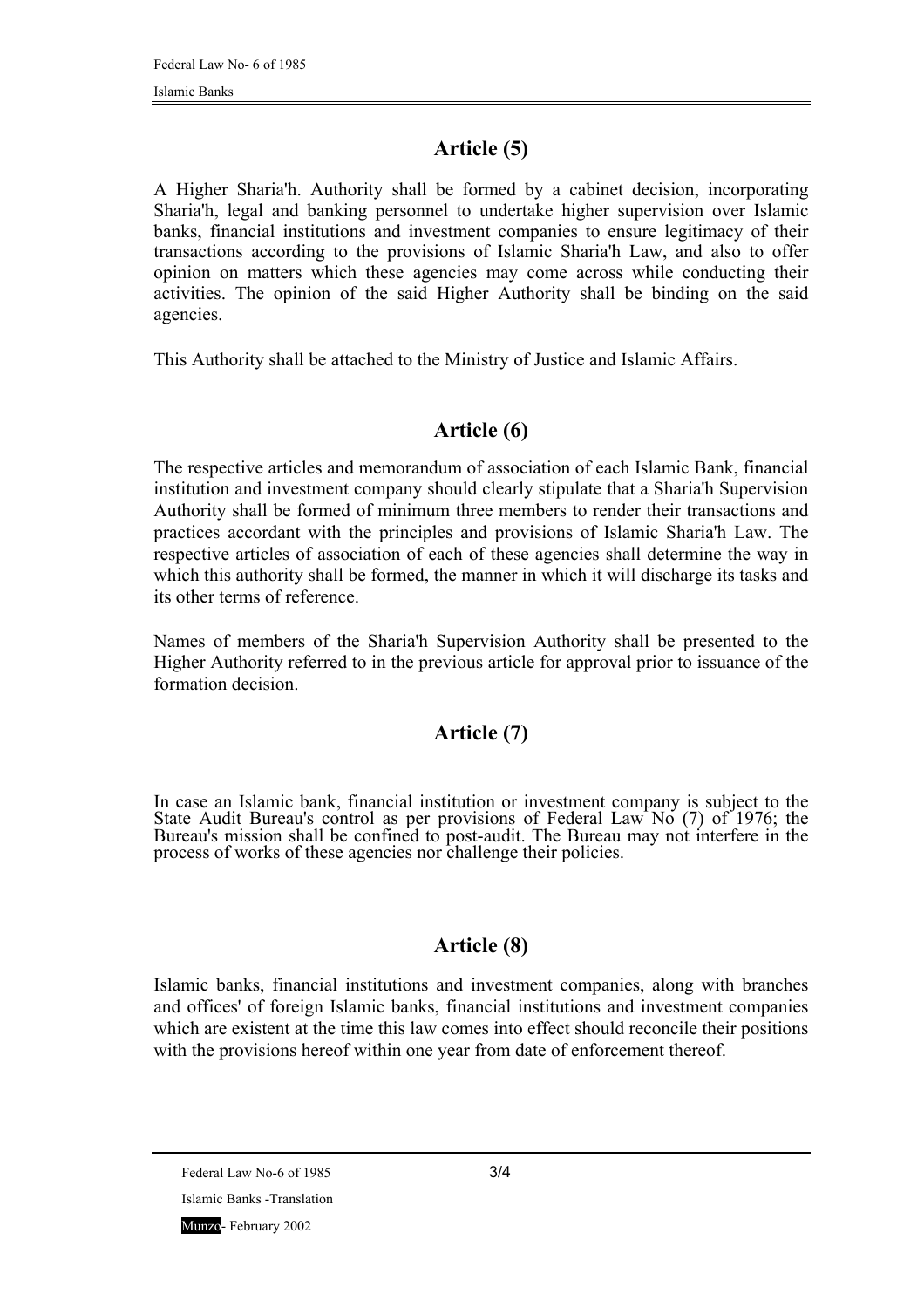## Article (5)

A Higher Sharia'h. Authority shall be formed by a cabinet decision, incorporating Sharia'h, legal and banking personnel to undertake higher supervision over Islamic banks, financial institutions and investment companies to ensure legitimacy of their transactions according to the provisions of Islamic Sharia'h Law, and also to offer opinion on matters which these agencies may come across while conducting their activities. The opinion of the said Higher Authority shall be binding on the said agencies.

This Authority shall be attached to the Ministry of Justice and Islamic Affairs.

## Article (6)

The respective articles and memorandum of association of each Islamic Bank, financial institution and investment company should clearly stipulate that a Sharia'h Supervision Authority shall be formed of minimum three members to render their transactions and practices accordant with the principles and provisions of Islamic Sharia'h Law. The respective articles of association of each of these agencies shall determine the way in which this authority shall be formed, the manner in which it will discharge its tasks and its other terms of reference.

Names of members of the Sharia'h Supervision Authority shall be presented to the Higher Authority referred to in the previous article for approval prior to issuance of the formation decision.

## Article (7)

In case an Islamic bank, financial institution or investment company is subject to the State Audit Bureau's control as per provisions of Federal Law No (7) of 1976; the Bureau's mission shall be confined to post-audit. The Bureau may not interfere in the process of works of these agencies nor challenge their policies.

## Article (8)

Islamic banks, financial institutions and investment companies, along with branches and offices' of foreign Islamic banks, financial institutions and investment companies which are existent at the time this law comes into effect should reconcile their positions with the provisions hereof within one year from date of enforcement thereof.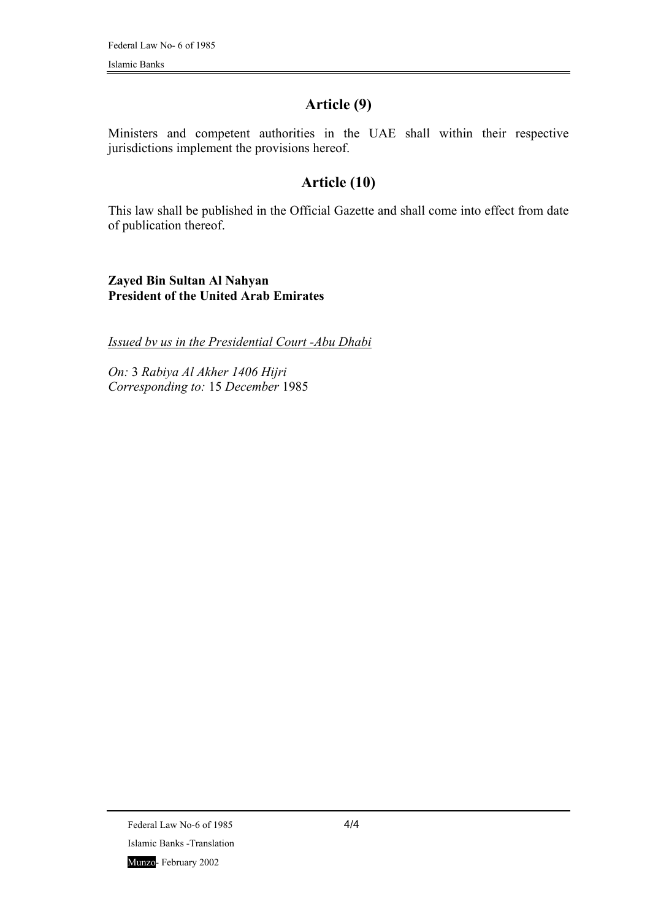## Article (9)

Ministers and competent authorities in the UAE shall within their respective jurisdictions implement the provisions hereof.

## Article (10)

This law shall be published in the Official Gazette and shall come into effect from date of publication thereof.

**Zayed Bin Sultan Al Nahyan**
**President of the United Arab Emirates**

*Issued by us in the Presidential Court -Abu Dhabi*

*On:* 3 *Rabiya Al Akher 1406 Hijri*
*Corresponding to:* 15 *December* 1985